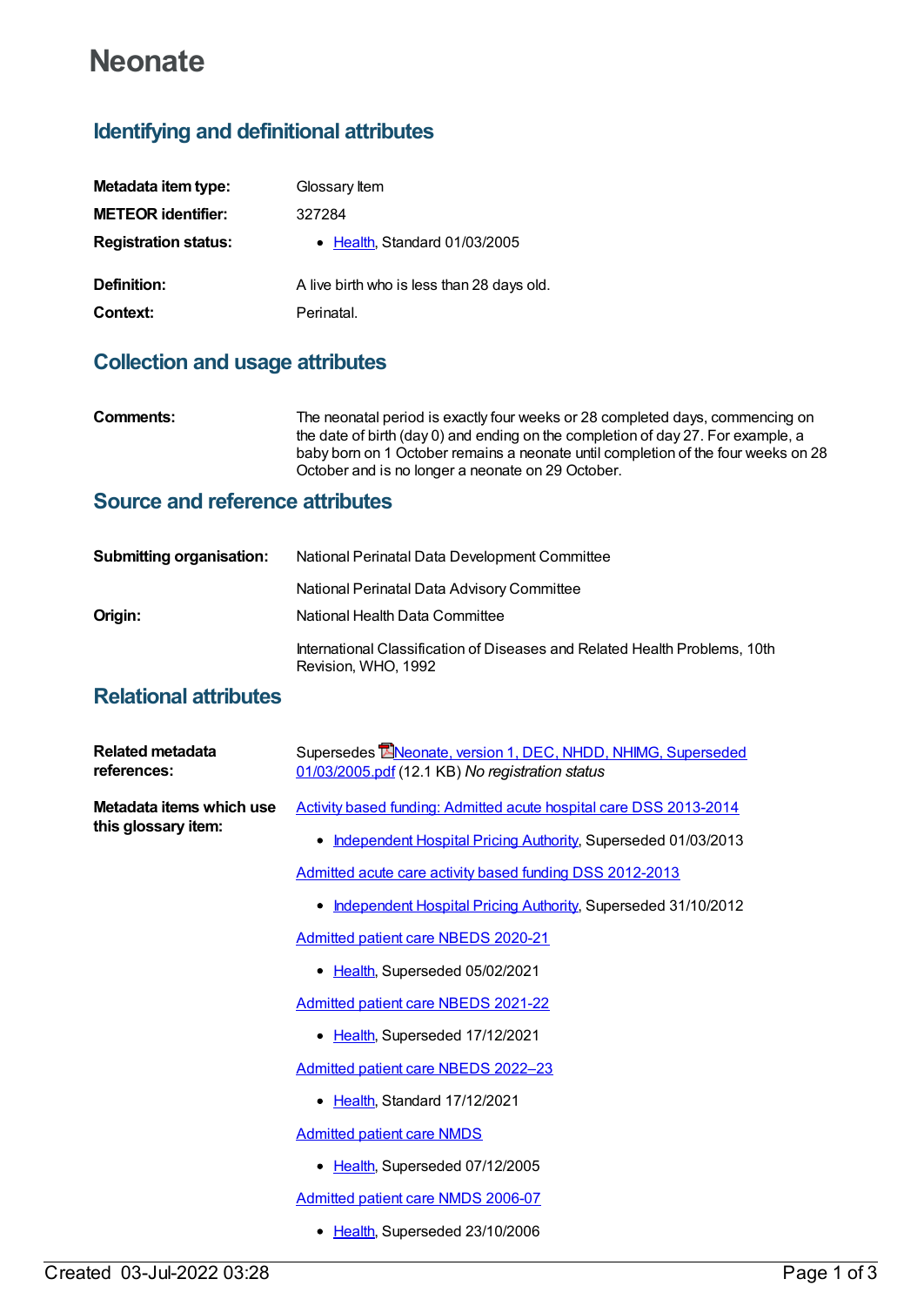# Neonate

## Identifying and definitional attributes

**Metadata item type:** Glossary Item

**METEOR identifier:** 327284

**Registration status:**

- Health, Standard 01/03/2005

**Definition:** A live birth who is less than 28 days old.

**Context:** Perinatal.

## Collection and usage attributes

**Comments:** The neonatal period is exactly four weeks or 28 completed days, commencing on the date of birth (day 0) and ending on the completion of day 27. For example, a baby born on 1 October remains a neonate until completion of the four weeks on 28 October and is no longer a neonate on 29 October.

## Source and reference attributes

**Submitting organisation:** National Perinatal Data Development Committee

National Perinatal Data Advisory Committee

**Origin:** National Health Data Committee

International Classification of Diseases and Related Health Problems, 10th Revision, WHO, 1992

## Relational attributes

**Related metadata references:** Supersedes Neonate, version 1, DEC, NHDD, NHIMG, Superseded 01/03/2005.pdf (12.1 KB) *No registration status*

**Metadata items which use this glossary item:**

Activity based funding: Admitted acute hospital care DSS 2013-2014

- Independent Hospital Pricing Authority, Superseded 01/03/2013

Admitted acute care activity based funding DSS 2012-2013

- Independent Hospital Pricing Authority, Superseded 31/10/2012

Admitted patient care NBEDS 2020-21

- Health, Superseded 05/02/2021

Admitted patient care NBEDS 2021-22

- Health, Superseded 17/12/2021

Admitted patient care NBEDS 2022–23

- Health, Standard 17/12/2021

Admitted patient care NMDS

- Health, Superseded 07/12/2005

Admitted patient care NMDS 2006-07

- Health, Superseded 23/10/2006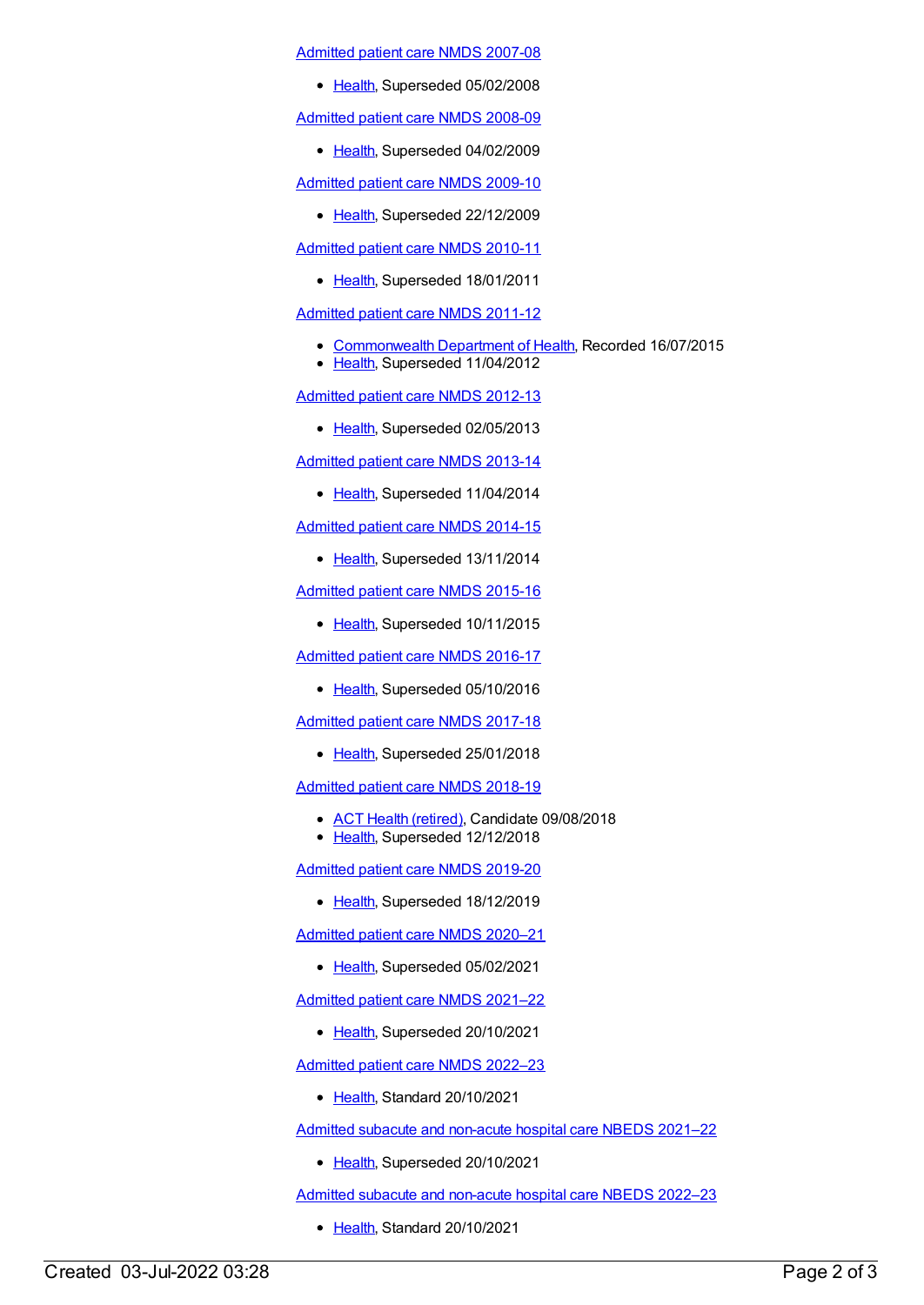Admitted patient care NMDS 2007-08

- Health, Superseded 05/02/2008

Admitted patient care NMDS 2008-09

- Health, Superseded 04/02/2009

Admitted patient care NMDS 2009-10

- Health, Superseded 22/12/2009

Admitted patient care NMDS 2010-11

- Health, Superseded 18/01/2011

Admitted patient care NMDS 2011-12

- Commonwealth Department of Health, Recorded 16/07/2015
- Health, Superseded 11/04/2012

Admitted patient care NMDS 2012-13

- Health, Superseded 02/05/2013

Admitted patient care NMDS 2013-14

- Health, Superseded 11/04/2014

Admitted patient care NMDS 2014-15

- Health, Superseded 13/11/2014

Admitted patient care NMDS 2015-16

- Health, Superseded 10/11/2015

Admitted patient care NMDS 2016-17

- Health, Superseded 05/10/2016

Admitted patient care NMDS 2017-18

- Health, Superseded 25/01/2018

Admitted patient care NMDS 2018-19

- ACT Health (retired), Candidate 09/08/2018
- Health, Superseded 12/12/2018

Admitted patient care NMDS 2019-20

- Health, Superseded 18/12/2019

Admitted patient care NMDS 2020–21

- Health, Superseded 05/02/2021

Admitted patient care NMDS 2021–22

- Health, Superseded 20/10/2021

Admitted patient care NMDS 2022–23

- Health, Standard 20/10/2021

Admitted subacute and non-acute hospital care NBEDS 2021–22

- Health, Superseded 20/10/2021

Admitted subacute and non-acute hospital care NBEDS 2022–23

- Health, Standard 20/10/2021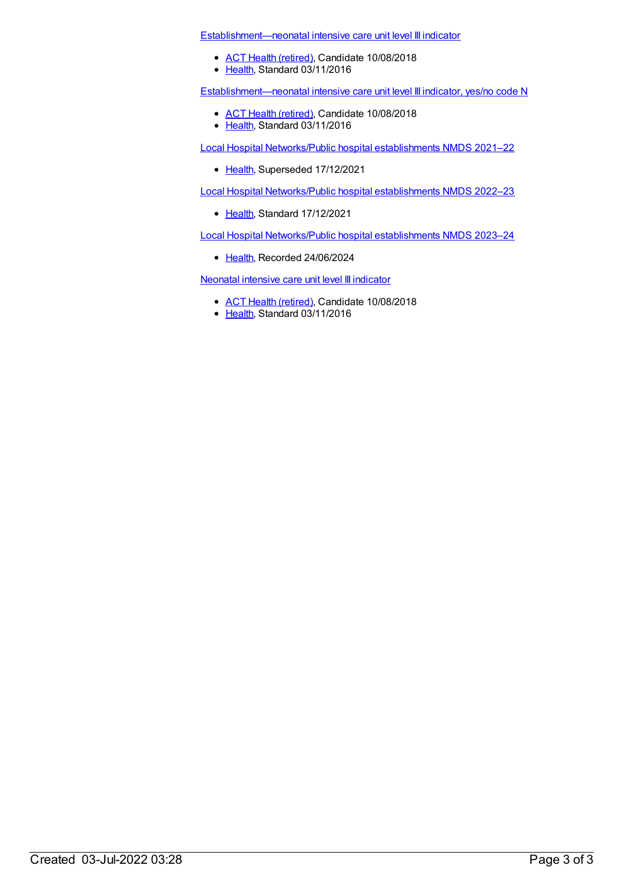Establishment—neonatal intensive care unit level III indicator

- ACT Health (retired), Candidate 10/08/2018
- Health, Standard 03/11/2016

Establishment—neonatal intensive care unit level III indicator, yes/no code N

- ACT Health (retired), Candidate 10/08/2018
- Health, Standard 03/11/2016

Local Hospital Networks/Public hospital establishments NMDS 2021–22

- Health, Superseded 17/12/2021

Local Hospital Networks/Public hospital establishments NMDS 2022–23

- Health, Standard 17/12/2021

Local Hospital Networks/Public hospital establishments NMDS 2023–24

- Health, Recorded 24/06/2024

Neonatal intensive care unit level III indicator

- ACT Health (retired), Candidate 10/08/2018
- Health, Standard 03/11/2016